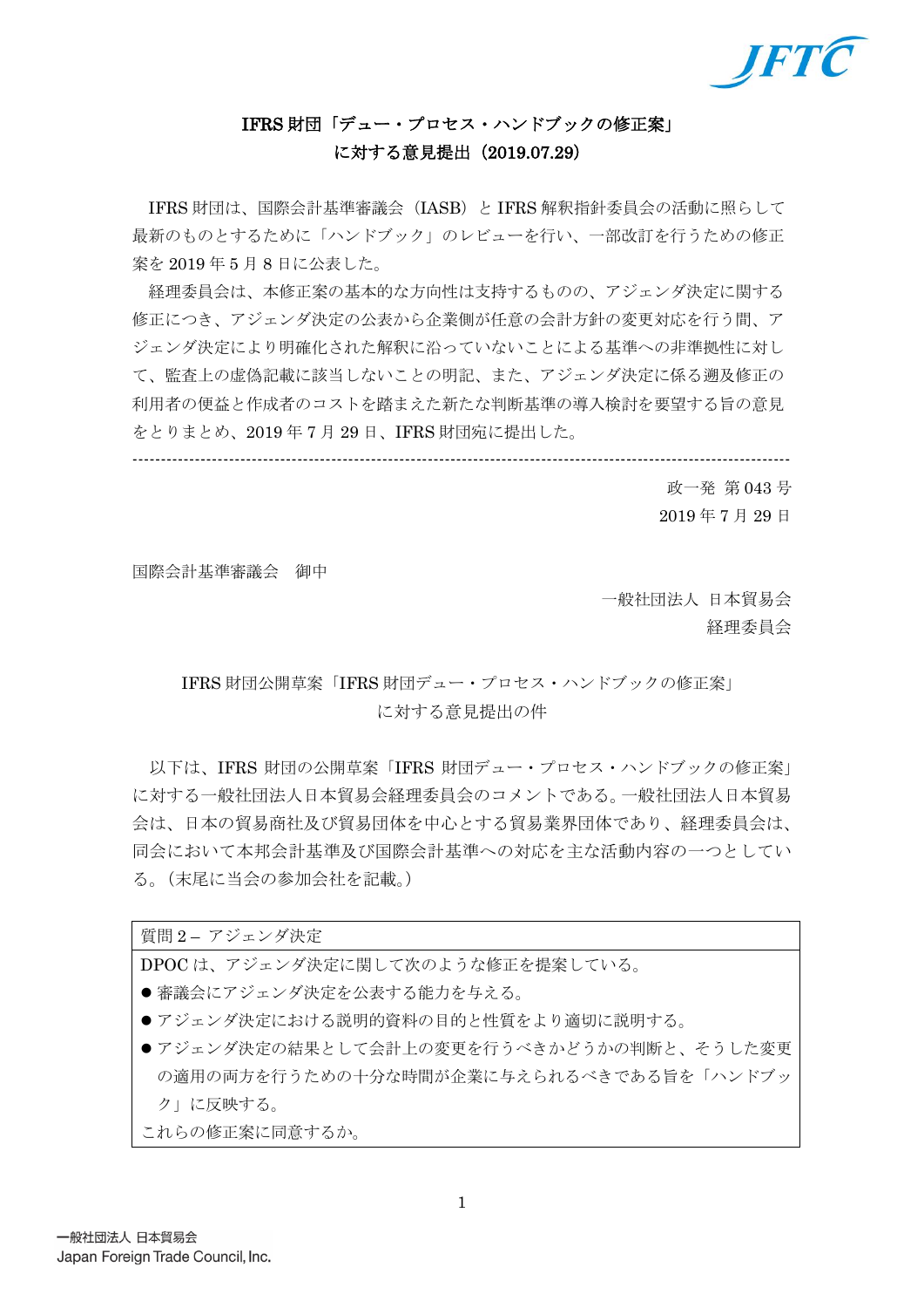## IFRS 財団「デュー・プロセス・ハンドブックの修正案」に対する意見提出（2019.07.29）

IFRS 財団は、国際会計基準審議会（IASB）と IFRS 解釈指針委員会の活動に照らして最新のものとするために「ハンドブック」のレビューを行い、一部改訂を行うための修正案を 2019 年 5 月 8 日に公表した。

経理委員会は、本修正案の基本的な方向性は支持するものの、アジェンダ決定に関する修正につき、アジェンダ決定の公表から企業側が任意の会計方針の変更対応を行う間、アジェンダ決定により明確化された解釈に沿っていないことによる基準への非準拠性に対して、監査上の虚偽記載に該当しないことの明記、また、アジェンダ決定に係る遡及修正の利用者の便益と作成者のコストを踏まえた新たな判断基準の導入検討を要望する旨の意見をとりまとめ、2019 年 7 月 29 日、IFRS 財団宛に提出した。

---

政一発 第 043 号
2019 年 7 月 29 日

国際会計基準審議会　御中

一般社団法人 日本貿易会
経理委員会

IFRS 財団公開草案「IFRS 財団デュー・プロセス・ハンドブックの修正案」に対する意見提出の件

以下は、IFRS 財団の公開草案「IFRS 財団デュー・プロセス・ハンドブックの修正案」に対する一般社団法人日本貿易会経理委員会のコメントである。一般社団法人日本貿易会は、日本の貿易商社及び貿易団体を中心とする貿易業界団体であり、経理委員会は、同会において本邦会計基準及び国際会計基準への対応を主な活動内容の一つとしている。（末尾に当会の参加会社を記載。）

| 質問 2 – アジェンダ決定 |
|---|
| DPOC は、アジェンダ決定に関して次のような修正を提案している。<br>● 審議会にアジェンダ決定を公表する能力を与える。<br>● アジェンダ決定における説明的資料の目的と性質をより適切に説明する。<br>● アジェンダ決定の結果として会計上の変更を行うべきかどうかの判断と、そうした変更の適用の両方を行うための十分な時間が企業に与えられるべきである旨を「ハンドブック」に反映する。<br>これらの修正案に同意するか。 |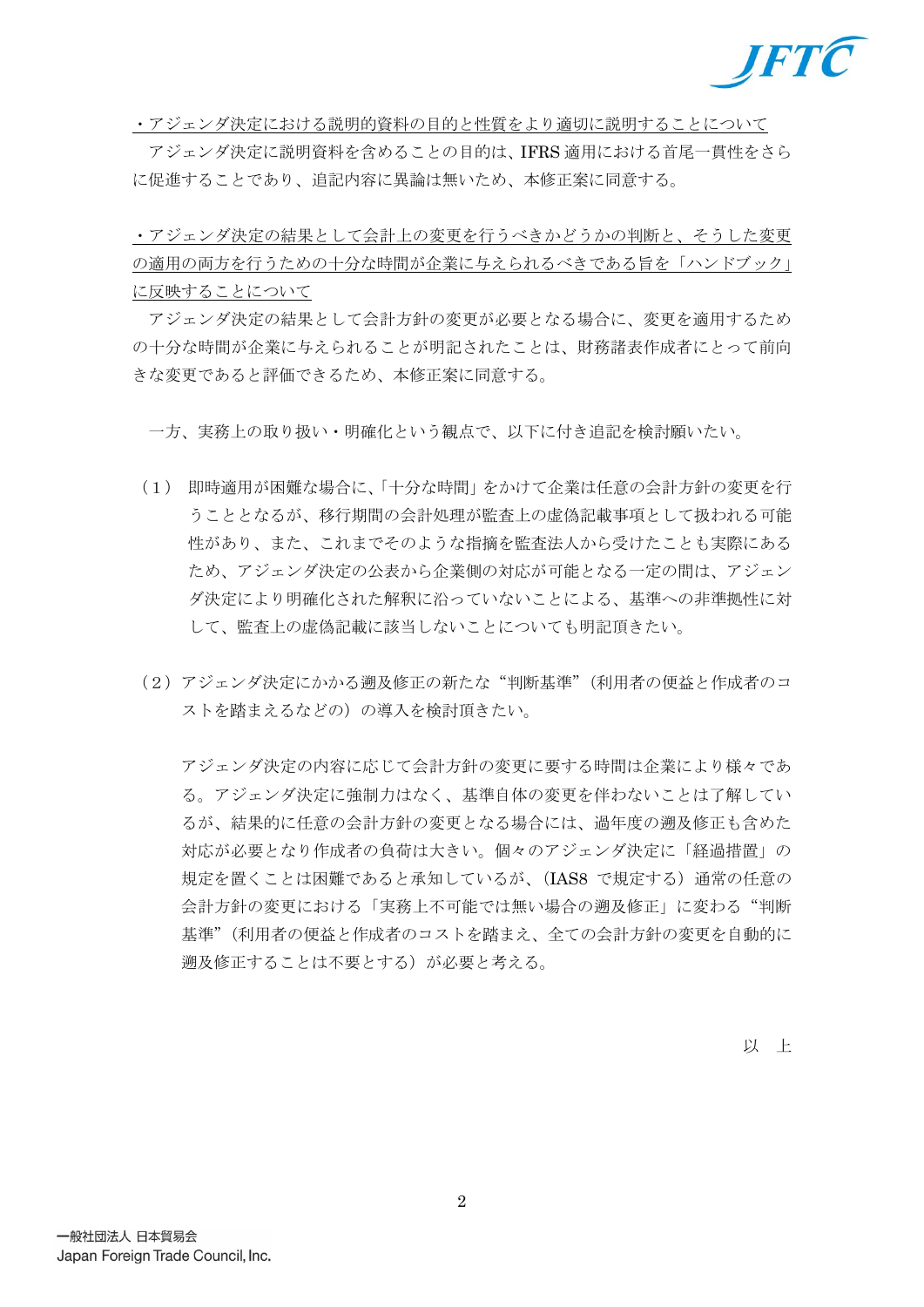・アジェンダ決定における説明的資料の目的と性質をより適切に説明することについて

アジェンダ決定に説明資料を含めることの目的は、IFRS 適用における首尾一貫性をさらに促進することであり、追記内容に異論は無いため、本修正案に同意する。

・アジェンダ決定の結果として会計上の変更を行うべきかどうかの判断と、そうした変更の適用の両方を行うための十分な時間が企業に与えられるべきである旨を「ハンドブック」に反映することについて

アジェンダ決定の結果として会計方針の変更が必要となる場合に、変更を適用するための十分な時間が企業に与えられることが明記されたことは、財務諸表作成者にとって前向きな変更であると評価できるため、本修正案に同意する。

一方、実務上の取り扱い・明確化という観点で、以下に付き追記を検討願いたい。

（１） 即時適用が困難な場合に、「十分な時間」をかけて企業は任意の会計方針の変更を行うこととなるが、移行期間の会計処理が監査上の虚偽記載事項として扱われる可能性があり、また、これまでそのような指摘を監査法人から受けたことも実際にあるため、アジェンダ決定の公表から企業側の対応が可能となる一定の間は、アジェンダ決定により明確化された解釈に沿っていないことによる、基準への非準拠性に対して、監査上の虚偽記載に該当しないことについても明記頂きたい。

（２）アジェンダ決定にかかる遡及修正の新たな“判断基準”（利用者の便益と作成者のコストを踏まえるなどの）の導入を検討頂きたい。

アジェンダ決定の内容に応じて会計方針の変更に要する時間は企業により様々である。アジェンダ決定に強制力はなく、基準自体の変更を伴わないことは了解しているが、結果的に任意の会計方針の変更となる場合には、過年度の遡及修正も含めた対応が必要となり作成者の負荷は大きい。個々のアジェンダ決定に「経過措置」の規定を置くことは困難であると承知しているが、（IAS8 で規定する）通常の任意の会計方針の変更における「実務上不可能では無い場合の遡及修正」に変わる“判断基準”（利用者の便益と作成者のコストを踏まえ、全ての会計方針の変更を自動的に遡及修正することは不要とする）が必要と考える。

以　上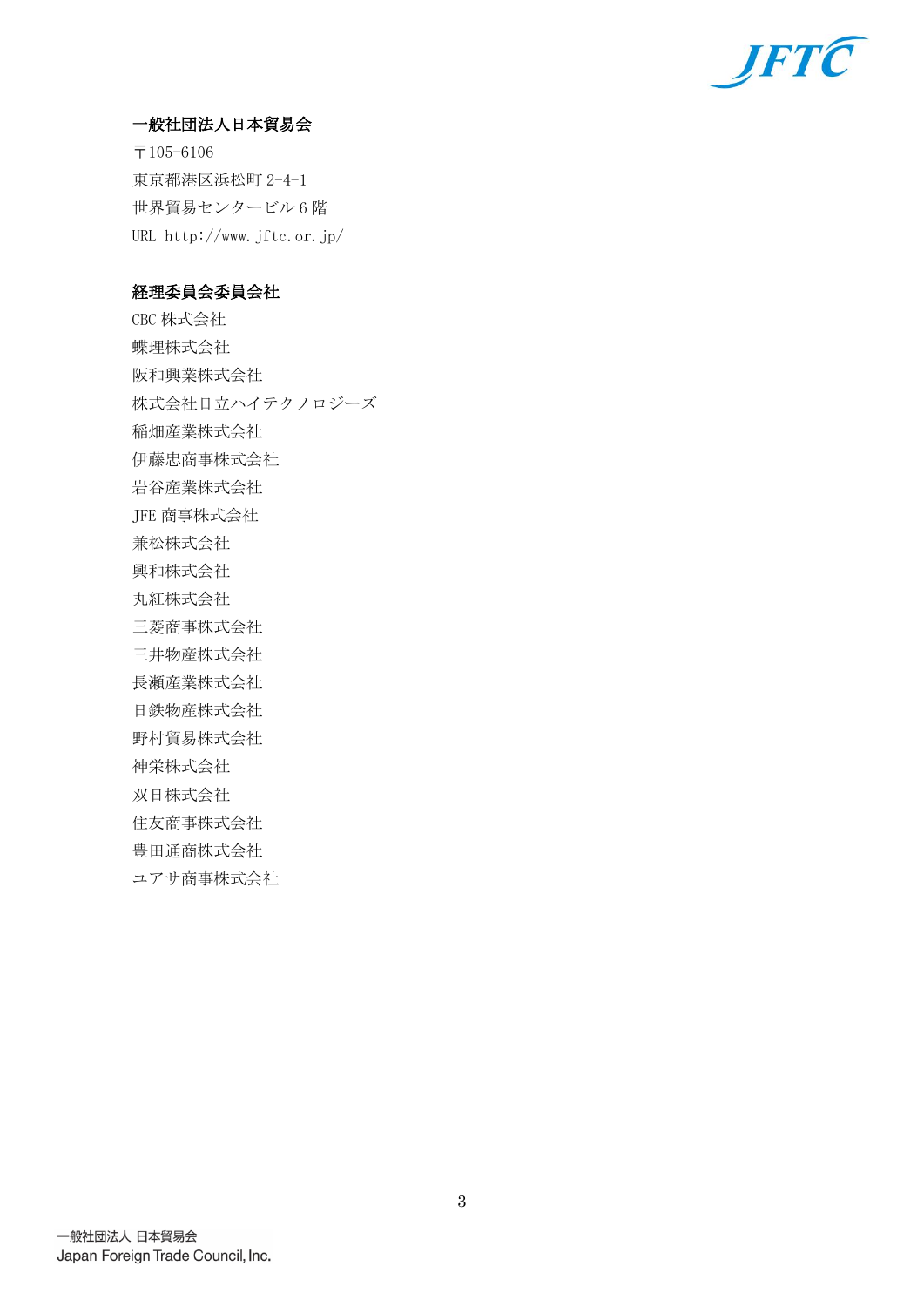**一般社団法人日本貿易会**

〒105-6106
東京都港区浜松町 2-4-1
世界貿易センタービル 6 階
URL http://www.jftc.or.jp/

**経理委員会委員会社**

CBC 株式会社
蝶理株式会社
阪和興業株式会社
株式会社日立ハイテクノロジーズ
稲畑産業株式会社
伊藤忠商事株式会社
岩谷産業株式会社
JFE 商事株式会社
兼松株式会社
興和株式会社
丸紅株式会社
三菱商事株式会社
三井物産株式会社
長瀬産業株式会社
日鉄物産株式会社
野村貿易株式会社
神栄株式会社
双日株式会社
住友商事株式会社
豊田通商株式会社
ユアサ商事株式会社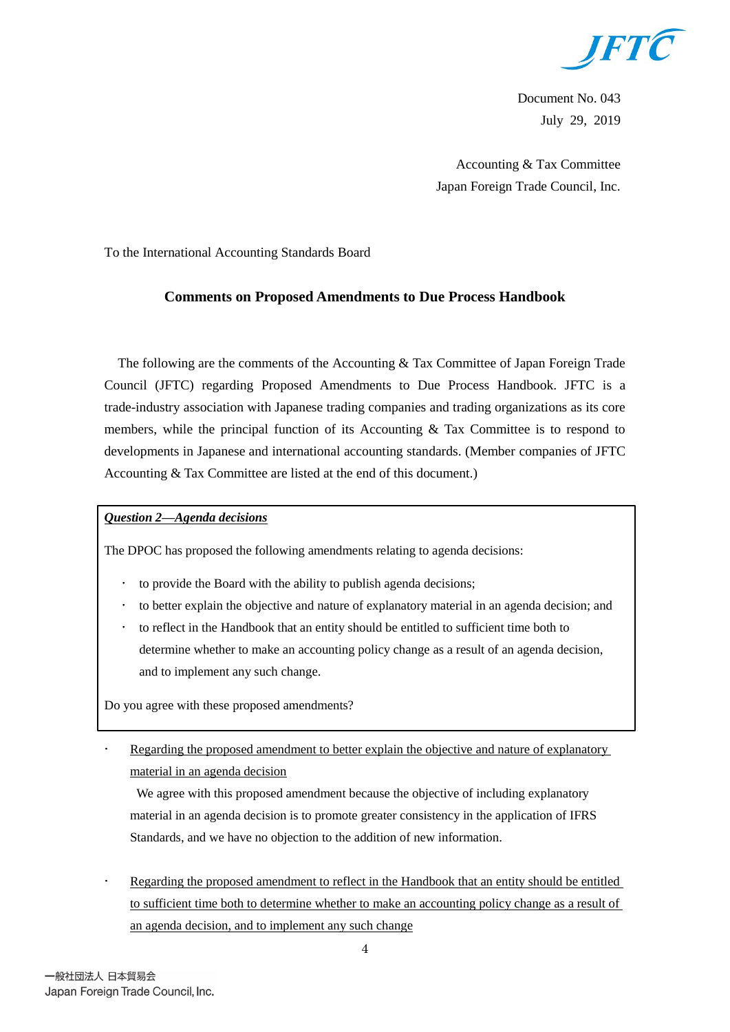Document No. 043
July 29, 2019

Accounting & Tax Committee
Japan Foreign Trade Council, Inc.

To the International Accounting Standards Board

## Comments on Proposed Amendments to Due Process Handbook

The following are the comments of the Accounting & Tax Committee of Japan Foreign Trade Council (JFTC) regarding Proposed Amendments to Due Process Handbook. JFTC is a trade-industry association with Japanese trading companies and trading organizations as its core members, while the principal function of its Accounting & Tax Committee is to respond to developments in Japanese and international accounting standards. (Member companies of JFTC Accounting & Tax Committee are listed at the end of this document.)

> ***Question 2—Agenda decisions***
>
> The DPOC has proposed the following amendments relating to agenda decisions:
>
> - to provide the Board with the ability to publish agenda decisions;
> - to better explain the objective and nature of explanatory material in an agenda decision; and
> - to reflect in the Handbook that an entity should be entitled to sufficient time both to determine whether to make an accounting policy change as a result of an agenda decision, and to implement any such change.
>
> Do you agree with these proposed amendments?

- Regarding the proposed amendment to better explain the objective and nature of explanatory material in an agenda decision

  We agree with this proposed amendment because the objective of including explanatory material in an agenda decision is to promote greater consistency in the application of IFRS Standards, and we have no objection to the addition of new information.

- Regarding the proposed amendment to reflect in the Handbook that an entity should be entitled to sufficient time both to determine whether to make an accounting policy change as a result of an agenda decision, and to implement any such change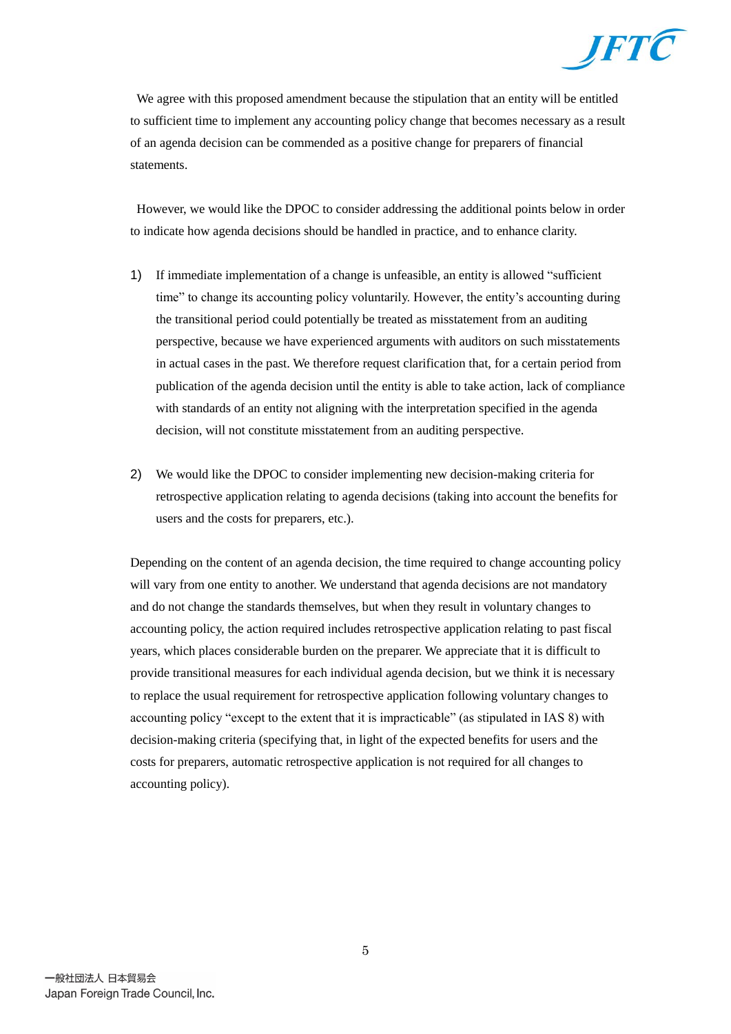We agree with this proposed amendment because the stipulation that an entity will be entitled to sufficient time to implement any accounting policy change that becomes necessary as a result of an agenda decision can be commended as a positive change for preparers of financial statements.

However, we would like the DPOC to consider addressing the additional points below in order to indicate how agenda decisions should be handled in practice, and to enhance clarity.

1) If immediate implementation of a change is unfeasible, an entity is allowed "sufficient time" to change its accounting policy voluntarily. However, the entity's accounting during the transitional period could potentially be treated as misstatement from an auditing perspective, because we have experienced arguments with auditors on such misstatements in actual cases in the past. We therefore request clarification that, for a certain period from publication of the agenda decision until the entity is able to take action, lack of compliance with standards of an entity not aligning with the interpretation specified in the agenda decision, will not constitute misstatement from an auditing perspective.

2) We would like the DPOC to consider implementing new decision-making criteria for retrospective application relating to agenda decisions (taking into account the benefits for users and the costs for preparers, etc.).

Depending on the content of an agenda decision, the time required to change accounting policy will vary from one entity to another. We understand that agenda decisions are not mandatory and do not change the standards themselves, but when they result in voluntary changes to accounting policy, the action required includes retrospective application relating to past fiscal years, which places considerable burden on the preparer. We appreciate that it is difficult to provide transitional measures for each individual agenda decision, but we think it is necessary to replace the usual requirement for retrospective application following voluntary changes to accounting policy "except to the extent that it is impracticable" (as stipulated in IAS 8) with decision-making criteria (specifying that, in light of the expected benefits for users and the costs for preparers, automatic retrospective application is not required for all changes to accounting policy).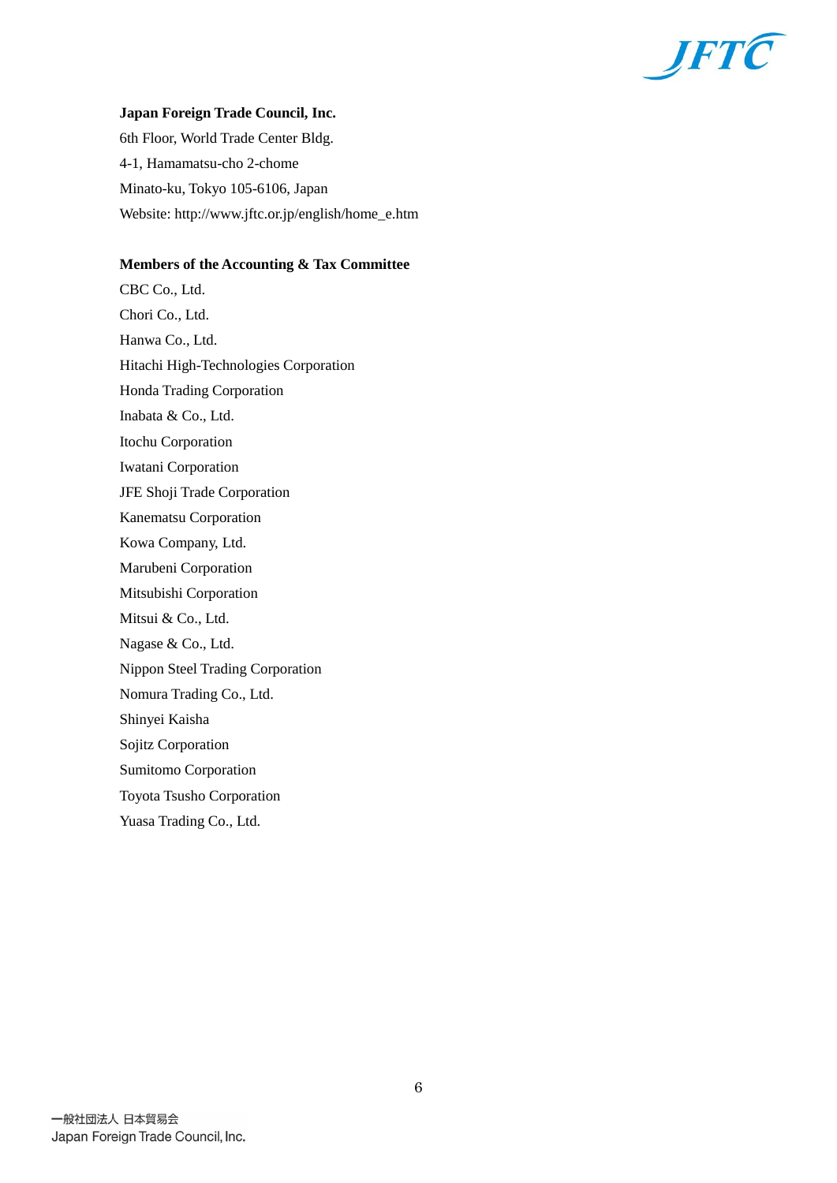**Japan Foreign Trade Council, Inc.**

6th Floor, World Trade Center Bldg.

4-1, Hamamatsu-cho 2-chome

Minato-ku, Tokyo 105-6106, Japan

Website: http://www.jftc.or.jp/english/home_e.htm

**Members of the Accounting & Tax Committee**

CBC Co., Ltd.

Chori Co., Ltd.

Hanwa Co., Ltd.

Hitachi High-Technologies Corporation

Honda Trading Corporation

Inabata & Co., Ltd.

Itochu Corporation

Iwatani Corporation

JFE Shoji Trade Corporation

Kanematsu Corporation

Kowa Company, Ltd.

Marubeni Corporation

Mitsubishi Corporation

Mitsui & Co., Ltd.

Nagase & Co., Ltd.

Nippon Steel Trading Corporation

Nomura Trading Co., Ltd.

Shinyei Kaisha

Sojitz Corporation

Sumitomo Corporation

Toyota Tsusho Corporation

Yuasa Trading Co., Ltd.